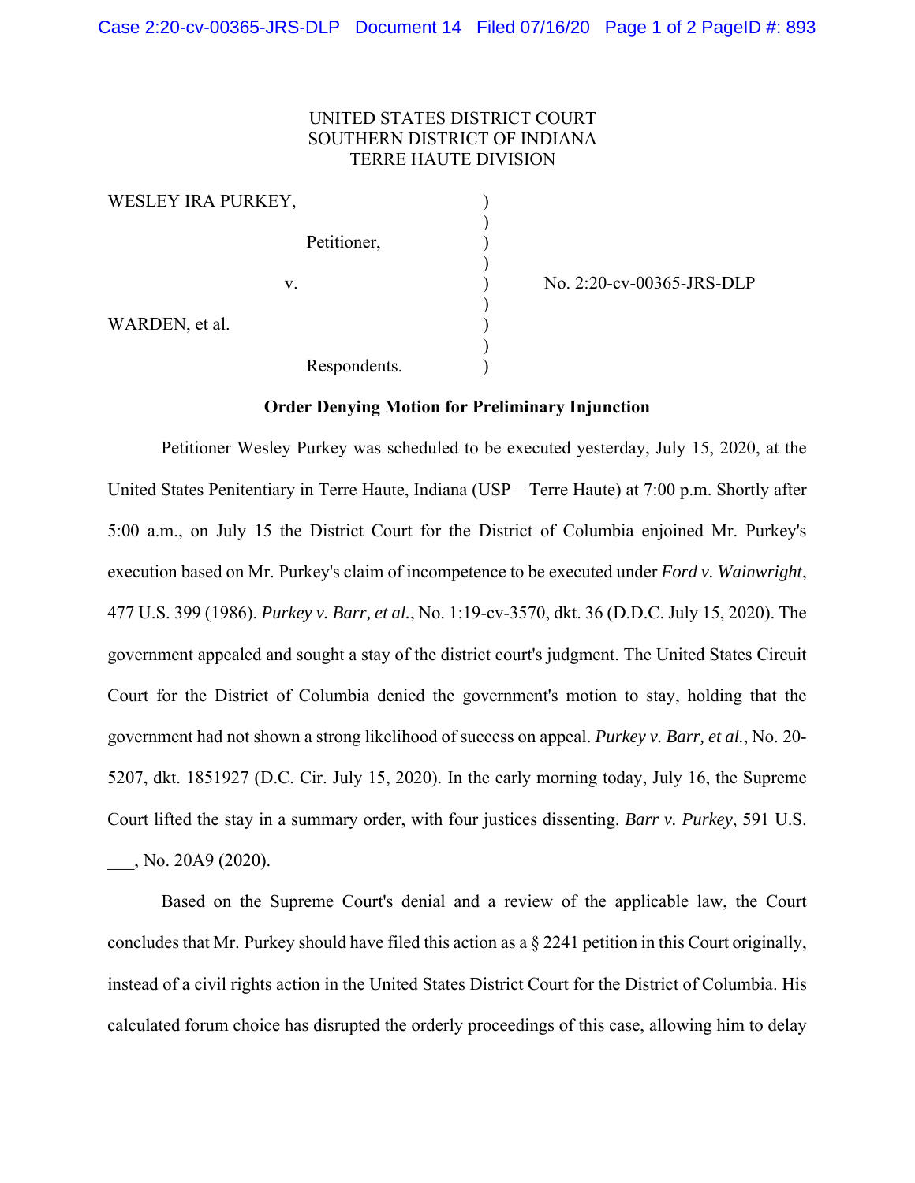UNITED STATES DISTRICT COURT
SOUTHERN DISTRICT OF INDIANA
TERRE HAUTE DIVISION

WESLEY IRA PURKEY,

Petitioner,

v.

WARDEN, et al.

Respondents.

No. 2:20-cv-00365-JRS-DLP

**Order Denying Motion for Preliminary Injunction**

Petitioner Wesley Purkey was scheduled to be executed yesterday, July 15, 2020, at the United States Penitentiary in Terre Haute, Indiana (USP – Terre Haute) at 7:00 p.m. Shortly after 5:00 a.m., on July 15 the District Court for the District of Columbia enjoined Mr. Purkey's execution based on Mr. Purkey's claim of incompetence to be executed under *Ford v. Wainwright*, 477 U.S. 399 (1986). *Purkey v. Barr, et al.*, No. 1:19-cv-3570, dkt. 36 (D.D.C. July 15, 2020). The government appealed and sought a stay of the district court's judgment. The United States Circuit Court for the District of Columbia denied the government's motion to stay, holding that the government had not shown a strong likelihood of success on appeal. *Purkey v. Barr, et al.*, No. 20-5207, dkt. 1851927 (D.C. Cir. July 15, 2020). In the early morning today, July 16, the Supreme Court lifted the stay in a summary order, with four justices dissenting. *Barr v. Purkey*, 591 U.S. ___, No. 20A9 (2020).

Based on the Supreme Court's denial and a review of the applicable law, the Court concludes that Mr. Purkey should have filed this action as a § 2241 petition in this Court originally, instead of a civil rights action in the United States District Court for the District of Columbia. His calculated forum choice has disrupted the orderly proceedings of this case, allowing him to delay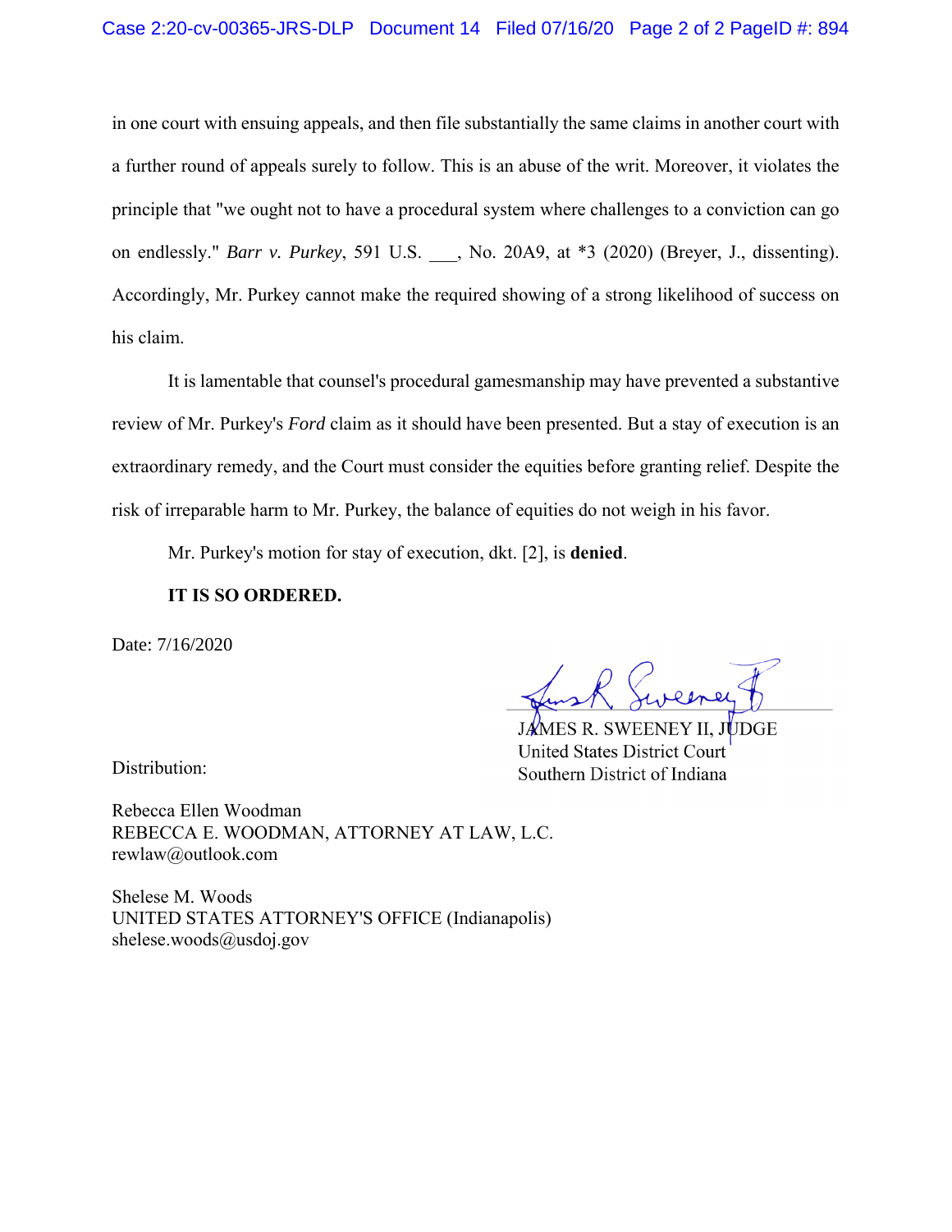in one court with ensuing appeals, and then file substantially the same claims in another court with a further round of appeals surely to follow. This is an abuse of the writ. Moreover, it violates the principle that "we ought not to have a procedural system where challenges to a conviction can go on endlessly." *Barr v. Purkey*, 591 U.S. ___, No. 20A9, at *3 (2020) (Breyer, J., dissenting). Accordingly, Mr. Purkey cannot make the required showing of a strong likelihood of success on his claim.

It is lamentable that counsel's procedural gamesmanship may have prevented a substantive review of Mr. Purkey's *Ford* claim as it should have been presented. But a stay of execution is an extraordinary remedy, and the Court must consider the equities before granting relief. Despite the risk of irreparable harm to Mr. Purkey, the balance of equities do not weigh in his favor.

Mr. Purkey's motion for stay of execution, dkt. [2], is **denied**.

**IT IS SO ORDERED.**

Date: 7/16/2020

JAMES R. SWEENEY II, JUDGE
United States District Court
Southern District of Indiana

Distribution:

Rebecca Ellen Woodman
REBECCA E. WOODMAN, ATTORNEY AT LAW, L.C.
rewlaw@outlook.com

Shelese M. Woods
UNITED STATES ATTORNEY'S OFFICE (Indianapolis)
shelese.woods@usdoj.gov